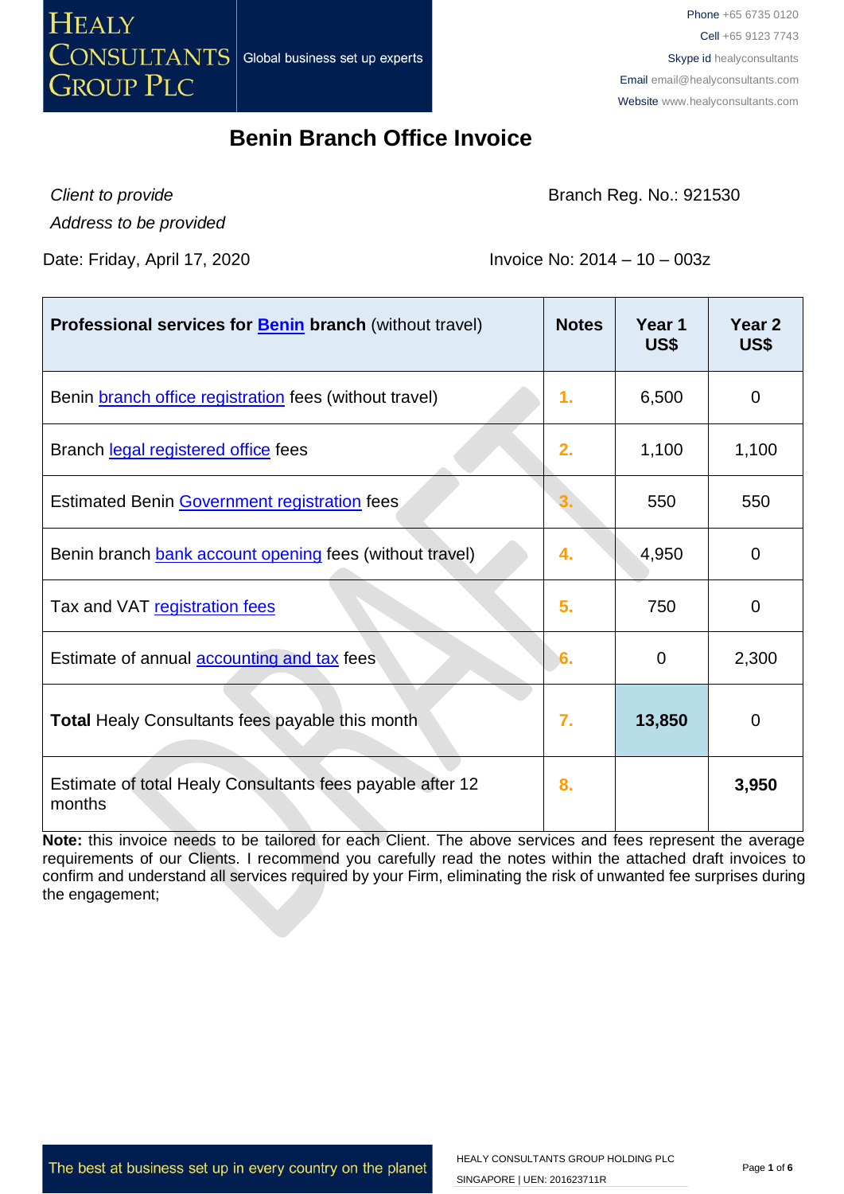Healy Consultants Group PLC — Global business set up experts

Phone +65 6735 0120
Cell +65 9123 7743
Skype id healyconsultants
Email email@healyconsultants.com
Website www.healyconsultants.com

# Benin Branch Office Invoice

*Client to provide*
*Address to be provided*

Branch Reg. No.: 921530

Date: Friday, April 17, 2020

Invoice No: 2014 – 10 – 003z

| **Professional services for Benin branch** (without travel) | **Notes** | **Year 1 US$** | **Year 2 US$** |
|---|---|---|---|
| Benin branch office registration fees (without travel) | 1. | 6,500 | 0 |
| Branch legal registered office fees | 2. | 1,100 | 1,100 |
| Estimated Benin Government registration fees | 3. | 550 | 550 |
| Benin branch bank account opening fees (without travel) | 4. | 4,950 | 0 |
| Tax and VAT registration fees | 5. | 750 | 0 |
| Estimate of annual accounting and tax fees | 6. | 0 | 2,300 |
| **Total** Healy Consultants fees payable this month | 7. | **13,850** | 0 |
| Estimate of total Healy Consultants fees payable after 12 months | 8. | | **3,950** |

**Note:** this invoice needs to be tailored for each Client. The above services and fees represent the average requirements of our Clients. I recommend you carefully read the notes within the attached draft invoices to confirm and understand all services required by your Firm, eliminating the risk of unwanted fee surprises during the engagement;

The best at business set up in every country on the planet

HEALY CONSULTANTS GROUP HOLDING PLC
SINGAPORE | UEN: 201623711R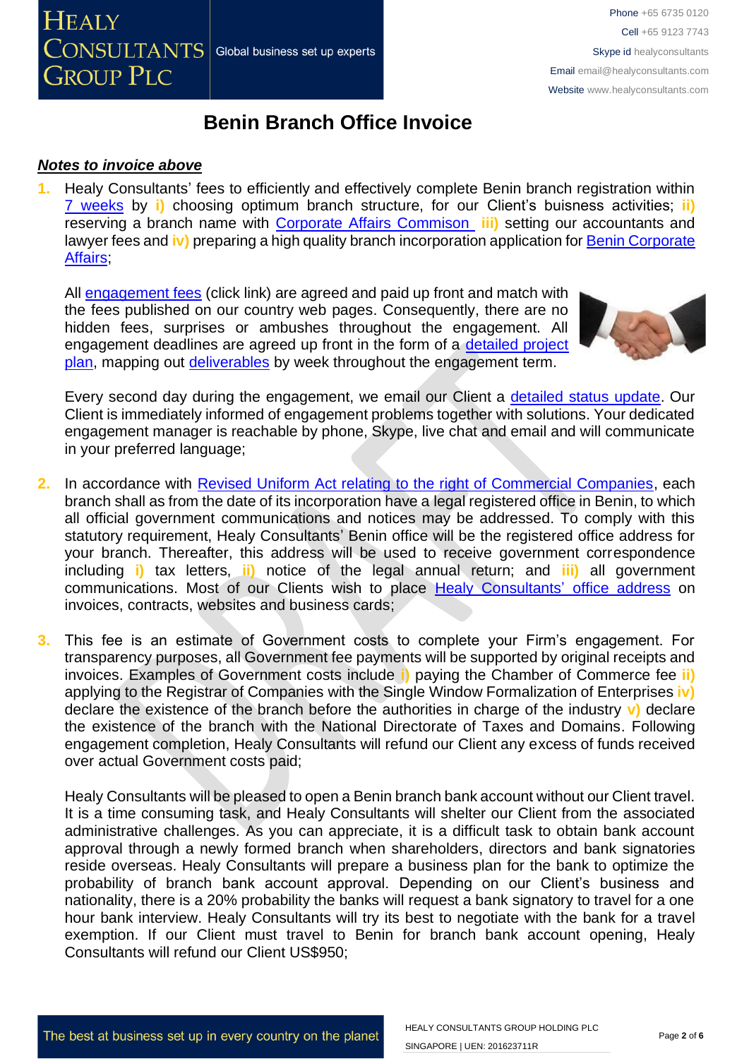# Benin Branch Office Invoice

***Notes to invoice above***

1. Healy Consultants' fees to efficiently and effectively complete Benin branch registration within 7 weeks by **i)** choosing optimum branch structure, for our Client's buisness activities; **ii)** reserving a branch name with Corporate Affairs Commison **iii)** setting our accountants and lawyer fees and **iv)** preparing a high quality branch incorporation application for Benin Corporate Affairs;

   All engagement fees (click link) are agreed and paid up front and match with the fees published on our country web pages. Consequently, there are no hidden fees, surprises or ambushes throughout the engagement. All engagement deadlines are agreed up front in the form of a detailed project plan, mapping out deliverables by week throughout the engagement term.

   Every second day during the engagement, we email our Client a detailed status update. Our Client is immediately informed of engagement problems together with solutions. Your dedicated engagement manager is reachable by phone, Skype, live chat and email and will communicate in your preferred language;

2. In accordance with Revised Uniform Act relating to the right of Commercial Companies, each branch shall as from the date of its incorporation have a legal registered office in Benin, to which all official government communications and notices may be addressed. To comply with this statutory requirement, Healy Consultants' Benin office will be the registered office address for your branch. Thereafter, this address will be used to receive government correspondence including **i)** tax letters, **ii)** notice of the legal annual return; and **iii)** all government communications. Most of our Clients wish to place Healy Consultants' office address on invoices, contracts, websites and business cards;

3. This fee is an estimate of Government costs to complete your Firm's engagement. For transparency purposes, all Government fee payments will be supported by original receipts and invoices. Examples of Government costs include **i)** paying the Chamber of Commerce fee **ii)** applying to the Registrar of Companies with the Single Window Formalization of Enterprises **iv)** declare the existence of the branch before the authorities in charge of the industry **v)** declare the existence of the branch with the National Directorate of Taxes and Domains. Following engagement completion, Healy Consultants will refund our Client any excess of funds received over actual Government costs paid;

   Healy Consultants will be pleased to open a Benin branch bank account without our Client travel. It is a time consuming task, and Healy Consultants will shelter our Client from the associated administrative challenges. As you can appreciate, it is a difficult task to obtain bank account approval through a newly formed branch when shareholders, directors and bank signatories reside overseas. Healy Consultants will prepare a business plan for the bank to optimize the probability of branch bank account approval. Depending on our Client's business and nationality, there is a 20% probability the banks will request a bank signatory to travel for a one hour bank interview. Healy Consultants will try its best to negotiate with the bank for a travel exemption. If our Client must travel to Benin for branch bank account opening, Healy Consultants will refund our Client US$950;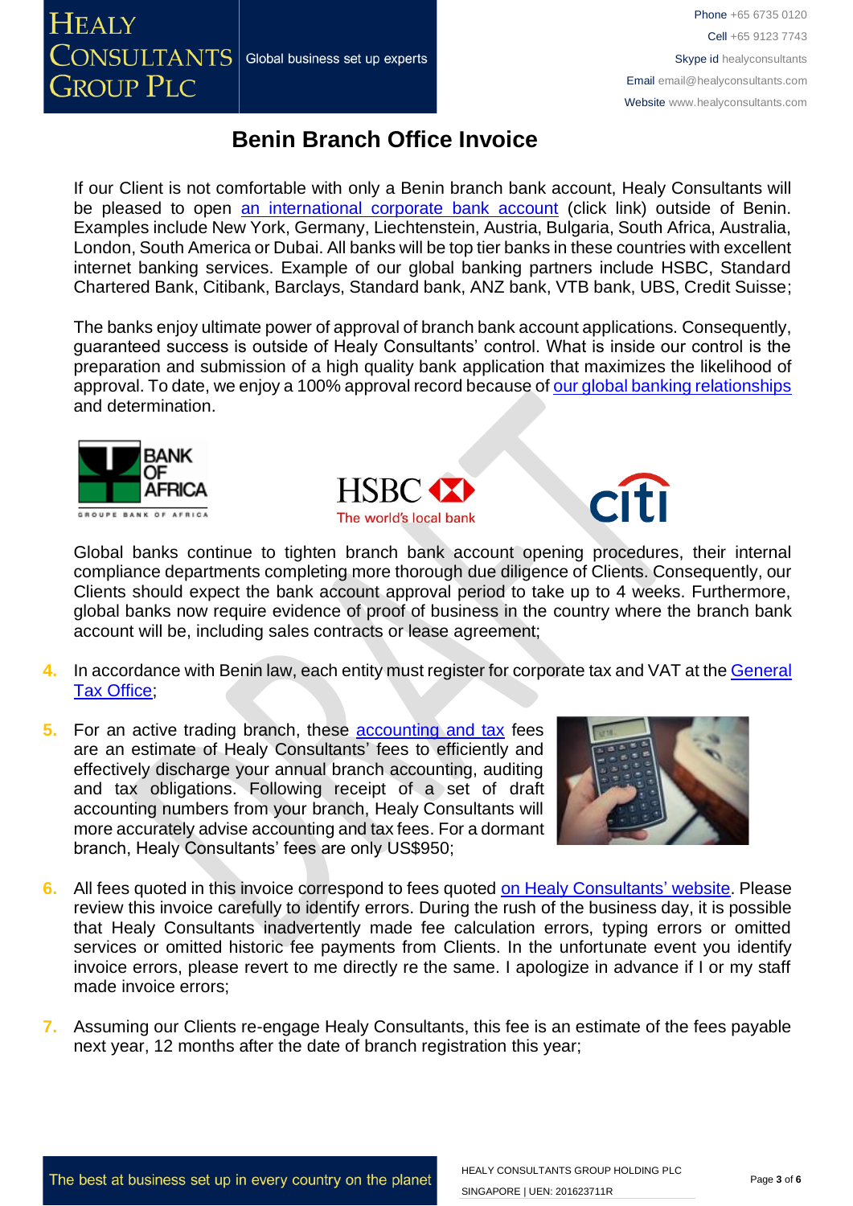# Benin Branch Office Invoice

If our Client is not comfortable with only a Benin branch bank account, Healy Consultants will be pleased to open an international corporate bank account (click link) outside of Benin. Examples include New York, Germany, Liechtenstein, Austria, Bulgaria, South Africa, Australia, London, South America or Dubai. All banks will be top tier banks in these countries with excellent internet banking services. Example of our global banking partners include HSBC, Standard Chartered Bank, Citibank, Barclays, Standard bank, ANZ bank, VTB bank, UBS, Credit Suisse;

The banks enjoy ultimate power of approval of branch bank account applications. Consequently, guaranteed success is outside of Healy Consultants' control. What is inside our control is the preparation and submission of a high quality bank application that maximizes the likelihood of approval. To date, we enjoy a 100% approval record because of our global banking relationships and determination.

Global banks continue to tighten branch bank account opening procedures, their internal compliance departments completing more thorough due diligence of Clients. Consequently, our Clients should expect the bank account approval period to take up to 4 weeks. Furthermore, global banks now require evidence of proof of business in the country where the branch bank account will be, including sales contracts or lease agreement;

4. In accordance with Benin law, each entity must register for corporate tax and VAT at the General Tax Office;

5. For an active trading branch, these accounting and tax fees are an estimate of Healy Consultants' fees to efficiently and effectively discharge your annual branch accounting, auditing and tax obligations. Following receipt of a set of draft accounting numbers from your branch, Healy Consultants will more accurately advise accounting and tax fees. For a dormant branch, Healy Consultants' fees are only US$950;

6. All fees quoted in this invoice correspond to fees quoted on Healy Consultants' website. Please review this invoice carefully to identify errors. During the rush of the business day, it is possible that Healy Consultants inadvertently made fee calculation errors, typing errors or omitted services or omitted historic fee payments from Clients. In the unfortunate event you identify invoice errors, please revert to me directly re the same. I apologize in advance if I or my staff made invoice errors;

7. Assuming our Clients re-engage Healy Consultants, this fee is an estimate of the fees payable next year, 12 months after the date of branch registration this year;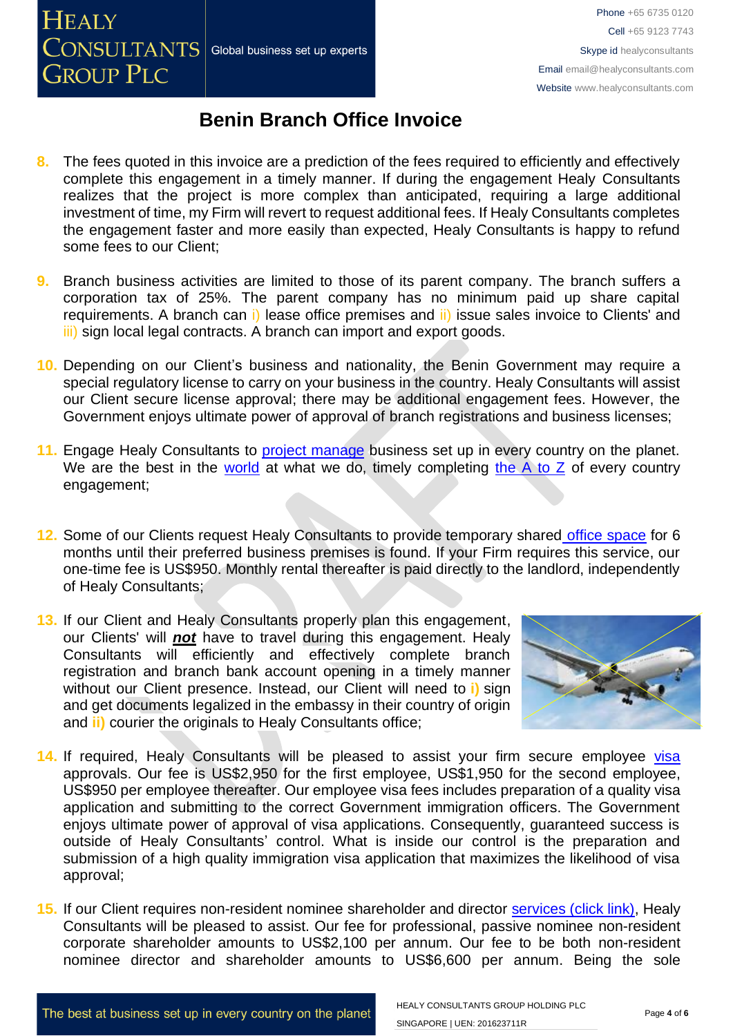# Benin Branch Office Invoice

8. The fees quoted in this invoice are a prediction of the fees required to efficiently and effectively complete this engagement in a timely manner. If during the engagement Healy Consultants realizes that the project is more complex than anticipated, requiring a large additional investment of time, my Firm will revert to request additional fees. If Healy Consultants completes the engagement faster and more easily than expected, Healy Consultants is happy to refund some fees to our Client;

9. Branch business activities are limited to those of its parent company. The branch suffers a corporation tax of 25%. The parent company has no minimum paid up share capital requirements. A branch can i) lease office premises and ii) issue sales invoice to Clients' and iii) sign local legal contracts. A branch can import and export goods.

10. Depending on our Client's business and nationality, the Benin Government may require a special regulatory license to carry on your business in the country. Healy Consultants will assist our Client secure license approval; there may be additional engagement fees. However, the Government enjoys ultimate power of approval of branch registrations and business licenses;

11. Engage Healy Consultants to project manage business set up in every country on the planet. We are the best in the world at what we do, timely completing the A to Z of every country engagement;

12. Some of our Clients request Healy Consultants to provide temporary shared office space for 6 months until their preferred business premises is found. If your Firm requires this service, our one-time fee is US$950. Monthly rental thereafter is paid directly to the landlord, independently of Healy Consultants;

13. If our Client and Healy Consultants properly plan this engagement, our Clients' will ***not*** have to travel during this engagement. Healy Consultants will efficiently and effectively complete branch registration and branch bank account opening in a timely manner without our Client presence. Instead, our Client will need to **i)** sign and get documents legalized in the embassy in their country of origin and **ii)** courier the originals to Healy Consultants office;

14. If required, Healy Consultants will be pleased to assist your firm secure employee visa approvals. Our fee is US$2,950 for the first employee, US$1,950 for the second employee, US$950 per employee thereafter. Our employee visa fees includes preparation of a quality visa application and submitting to the correct Government immigration officers. The Government enjoys ultimate power of approval of visa applications. Consequently, guaranteed success is outside of Healy Consultants' control. What is inside our control is the preparation and submission of a high quality immigration visa application that maximizes the likelihood of visa approval;

15. If our Client requires non-resident nominee shareholder and director services (click link), Healy Consultants will be pleased to assist. Our fee for professional, passive nominee non-resident corporate shareholder amounts to US$2,100 per annum. Our fee to be both non-resident nominee director and shareholder amounts to US$6,600 per annum. Being the sole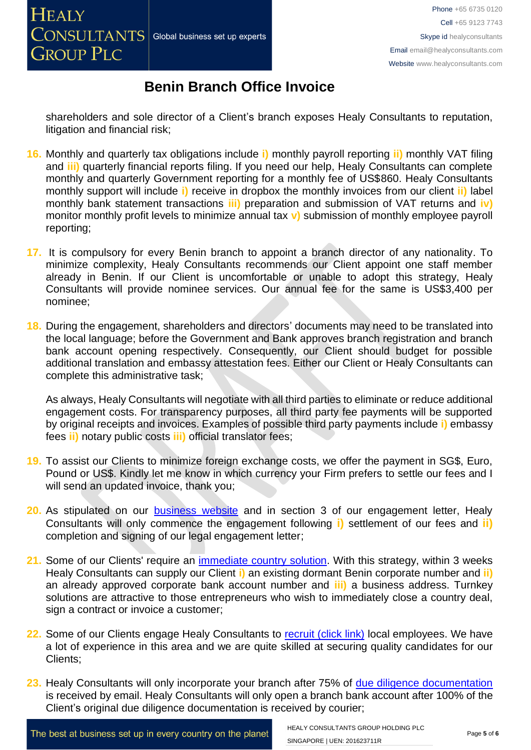shareholders and sole director of a Client's branch exposes Healy Consultants to reputation, litigation and financial risk;

16. Monthly and quarterly tax obligations include **i)** monthly payroll reporting **ii)** monthly VAT filing and **iii)** quarterly financial reports filing. If you need our help, Healy Consultants can complete monthly and quarterly Government reporting for a monthly fee of US$860. Healy Consultants monthly support will include **i)** receive in dropbox the monthly invoices from our client **ii)** label monthly bank statement transactions **iii)** preparation and submission of VAT returns and **iv)** monitor monthly profit levels to minimize annual tax **v)** submission of monthly employee payroll reporting;

17. It is compulsory for every Benin branch to appoint a branch director of any nationality. To minimize complexity, Healy Consultants recommends our Client appoint one staff member already in Benin. If our Client is uncomfortable or unable to adopt this strategy, Healy Consultants will provide nominee services. Our annual fee for the same is US$3,400 per nominee;

18. During the engagement, shareholders and directors' documents may need to be translated into the local language; before the Government and Bank approves branch registration and branch bank account opening respectively. Consequently, our Client should budget for possible additional translation and embassy attestation fees. Either our Client or Healy Consultants can complete this administrative task;

    As always, Healy Consultants will negotiate with all third parties to eliminate or reduce additional engagement costs. For transparency purposes, all third party fee payments will be supported by original receipts and invoices. Examples of possible third party payments include **i)** embassy fees **ii)** notary public costs **iii)** official translator fees;

19. To assist our Clients to minimize foreign exchange costs, we offer the payment in SG$, Euro, Pound or US$. Kindly let me know in which currency your Firm prefers to settle our fees and I will send an updated invoice, thank you;

20. As stipulated on our business website and in section 3 of our engagement letter, Healy Consultants will only commence the engagement following **i)** settlement of our fees and **ii)** completion and signing of our legal engagement letter;

21. Some of our Clients' require an immediate country solution. With this strategy, within 3 weeks Healy Consultants can supply our Client **i)** an existing dormant Benin corporate number and **ii)** an already approved corporate bank account number and **iii)** a business address. Turnkey solutions are attractive to those entrepreneurs who wish to immediately close a country deal, sign a contract or invoice a customer;

22. Some of our Clients engage Healy Consultants to recruit (click link) local employees. We have a lot of experience in this area and we are quite skilled at securing quality candidates for our Clients;

23. Healy Consultants will only incorporate your branch after 75% of due diligence documentation is received by email. Healy Consultants will only open a branch bank account after 100% of the Client's original due diligence documentation is received by courier;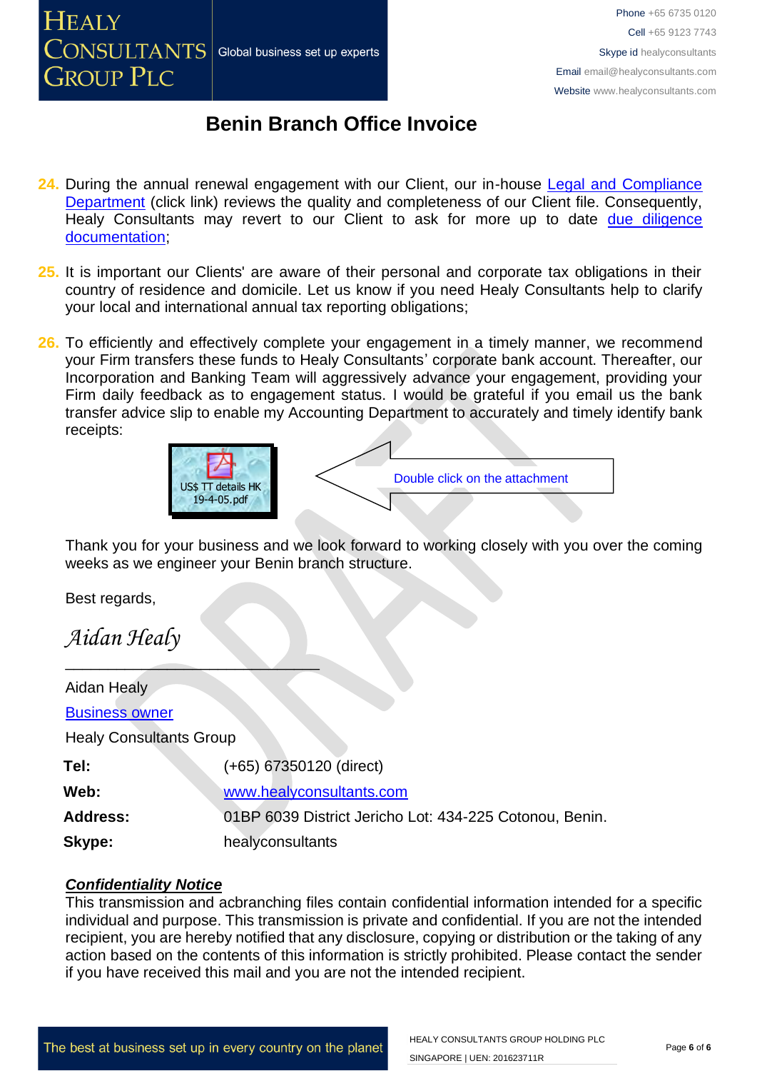# Benin Branch Office Invoice

24. During the annual renewal engagement with our Client, our in-house Legal and Compliance Department (click link) reviews the quality and completeness of our Client file. Consequently, Healy Consultants may revert to our Client to ask for more up to date due diligence documentation;

25. It is important our Clients' are aware of their personal and corporate tax obligations in their country of residence and domicile. Let us know if you need Healy Consultants help to clarify your local and international annual tax reporting obligations;

26. To efficiently and effectively complete your engagement in a timely manner, we recommend your Firm transfers these funds to Healy Consultants' corporate bank account. Thereafter, our Incorporation and Banking Team will aggressively advance your engagement, providing your Firm daily feedback as to engagement status. I would be grateful if you email us the bank transfer advice slip to enable my Accounting Department to accurately and timely identify bank receipts:

US$ TT details HK 19-4-05.pdf

Double click on the attachment

Thank you for your business and we look forward to working closely with you over the coming weeks as we engineer your Benin branch structure.

Best regards,

*Aidan Healy*

Aidan Healy

Business owner

Healy Consultants Group

| | |
|---|---|
| **Tel:** | (+65) 67350120 (direct) |
| **Web:** | www.healyconsultants.com |
| **Address:** | 01BP 6039 District Jericho Lot: 434-225 Cotonou, Benin. |
| **Skype:** | healyconsultants |

***Confidentiality Notice***

This transmission and acbranching files contain confidential information intended for a specific individual and purpose. This transmission is private and confidential. If you are not the intended recipient, you are hereby notified that any disclosure, copying or distribution or the taking of any action based on the contents of this information is strictly prohibited. Please contact the sender if you have received this mail and you are not the intended recipient.